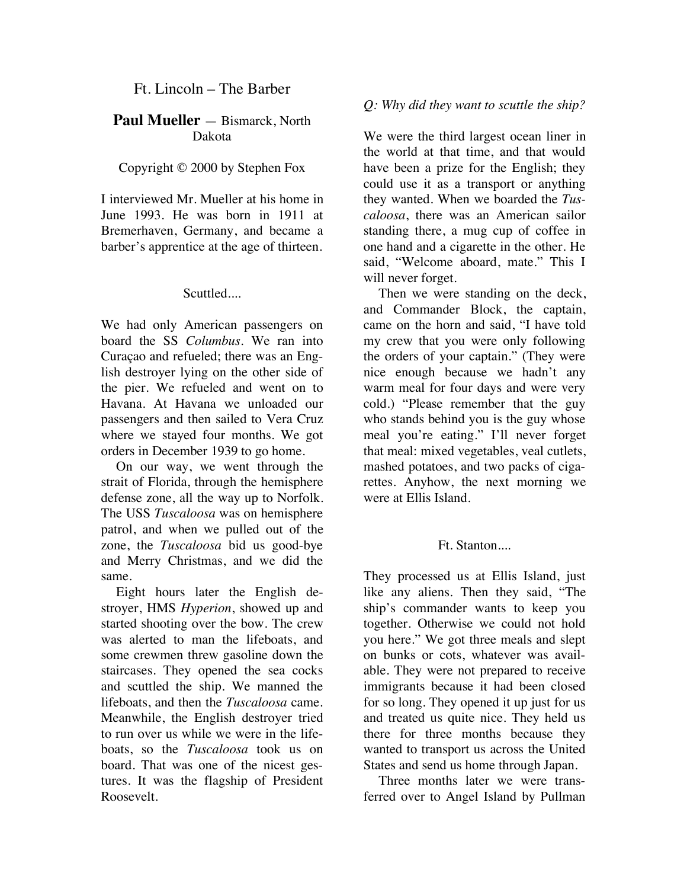# Ft. Lincoln – The Barber

## **Paul Mueller** — Bismarck, North Dakota

Copyright © 2000 by Stephen Fox

I interviewed Mr. Mueller at his home in June 1993. He was born in 1911 at Bremerhaven, Germany, and became a barber's apprentice at the age of thirteen.

### Scuttled....

We had only American passengers on board the SS *Columbus*. We ran into Curaçao and refueled; there was an English destroyer lying on the other side of the pier. We refueled and went on to Havana. At Havana we unloaded our passengers and then sailed to Vera Cruz where we stayed four months. We got orders in December 1939 to go home.

On our way, we went through the strait of Florida, through the hemisphere defense zone, all the way up to Norfolk. The USS *Tuscaloosa* was on hemisphere patrol, and when we pulled out of the zone, the *Tuscaloosa* bid us good-bye and Merry Christmas, and we did the same.

Eight hours later the English destroyer, HMS *Hyperion*, showed up and started shooting over the bow. The crew was alerted to man the lifeboats, and some crewmen threw gasoline down the staircases. They opened the sea cocks and scuttled the ship. We manned the lifeboats, and then the *Tuscaloosa* came. Meanwhile, the English destroyer tried to run over us while we were in the lifeboats, so the *Tuscaloosa* took us on board. That was one of the nicest gestures. It was the flagship of President Roosevelt.

*Q: Why did they want to scuttle the ship?*

We were the third largest ocean liner in the world at that time, and that would have been a prize for the English; they could use it as a transport or anything they wanted. When we boarded the *Tuscaloosa*, there was an American sailor standing there, a mug cup of coffee in one hand and a cigarette in the other. He said, "Welcome aboard, mate." This I will never forget.

Then we were standing on the deck, and Commander Block, the captain, came on the horn and said, "I have told my crew that you were only following the orders of your captain." (They were nice enough because we hadn't any warm meal for four days and were very cold.) "Please remember that the guy who stands behind you is the guy whose meal you're eating." I'll never forget that meal: mixed vegetables, veal cutlets, mashed potatoes, and two packs of cigarettes. Anyhow, the next morning we were at Ellis Island.

### Ft. Stanton....

They processed us at Ellis Island, just like any aliens. Then they said, "The ship's commander wants to keep you together. Otherwise we could not hold you here." We got three meals and slept on bunks or cots, whatever was available. They were not prepared to receive immigrants because it had been closed for so long. They opened it up just for us and treated us quite nice. They held us there for three months because they wanted to transport us across the United States and send us home through Japan.

Three months later we were transferred over to Angel Island by Pullman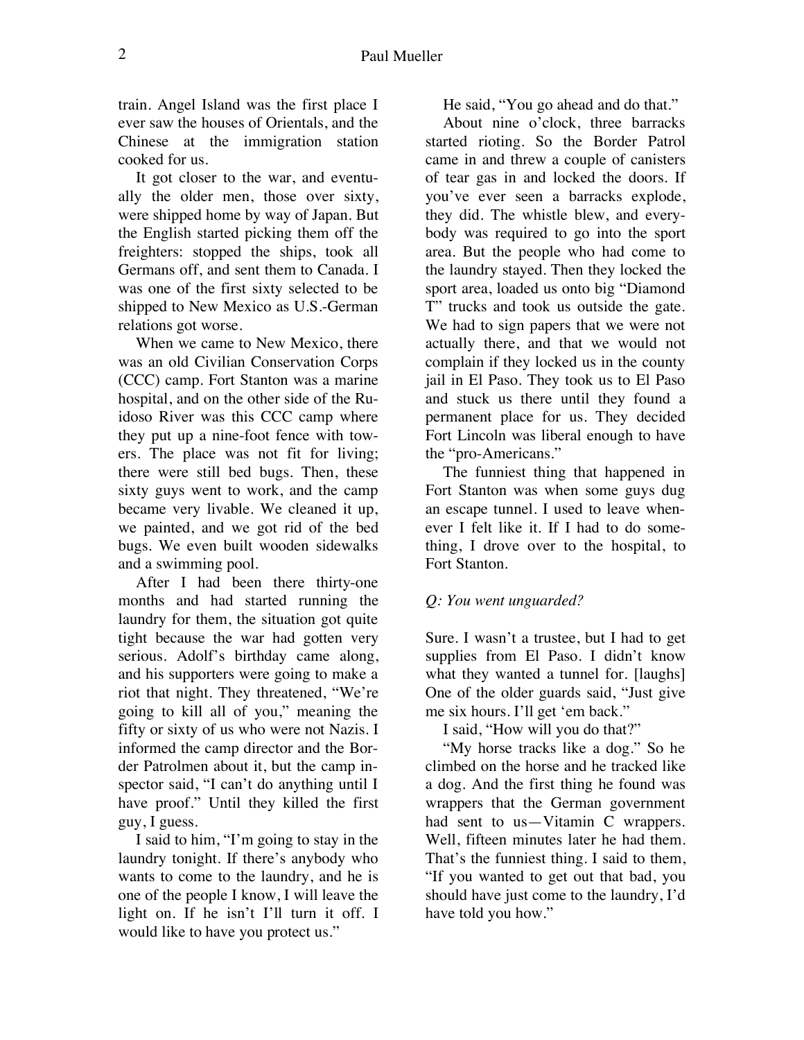train. Angel Island was the first place I ever saw the houses of Orientals, and the Chinese at the immigration station cooked for us.

It got closer to the war, and eventually the older men, those over sixty, were shipped home by way of Japan. But the English started picking them off the freighters: stopped the ships, took all Germans off, and sent them to Canada. I was one of the first sixty selected to be shipped to New Mexico as U.S.-German relations got worse.

When we came to New Mexico, there was an old Civilian Conservation Corps (CCC) camp. Fort Stanton was a marine hospital, and on the other side of the Ruidoso River was this CCC camp where they put up a nine-foot fence with towers. The place was not fit for living; there were still bed bugs. Then, these sixty guys went to work, and the camp became very livable. We cleaned it up, we painted, and we got rid of the bed bugs. We even built wooden sidewalks and a swimming pool.

After I had been there thirty-one months and had started running the laundry for them, the situation got quite tight because the war had gotten very serious. Adolf's birthday came along, and his supporters were going to make a riot that night. They threatened, "We're going to kill all of you," meaning the fifty or sixty of us who were not Nazis. I informed the camp director and the Border Patrolmen about it, but the camp inspector said, "I can't do anything until I have proof." Until they killed the first guy, I guess.

I said to him, "I'm going to stay in the laundry tonight. If there's anybody who wants to come to the laundry, and he is one of the people I know, I will leave the light on. If he isn't I'll turn it off. I would like to have you protect us."

He said, "You go ahead and do that."

About nine o'clock, three barracks started rioting. So the Border Patrol came in and threw a couple of canisters of tear gas in and locked the doors. If you've ever seen a barracks explode, they did. The whistle blew, and everybody was required to go into the sport area. But the people who had come to the laundry stayed. Then they locked the sport area, loaded us onto big "Diamond T" trucks and took us outside the gate. We had to sign papers that we were not actually there, and that we would not complain if they locked us in the county jail in El Paso. They took us to El Paso and stuck us there until they found a permanent place for us. They decided Fort Lincoln was liberal enough to have the "pro-Americans."

The funniest thing that happened in Fort Stanton was when some guys dug an escape tunnel. I used to leave whenever I felt like it. If I had to do something, I drove over to the hospital, to Fort Stanton.

*Q: You went unguarded?*

Sure. I wasn't a trustee, but I had to get supplies from El Paso. I didn't know what they wanted a tunnel for. [laughs] One of the older guards said, "Just give me six hours. I'll get 'em back."

I said, "How will you do that?"

"My horse tracks like a dog." So he climbed on the horse and he tracked like a dog. And the first thing he found was wrappers that the German government had sent to us—Vitamin C wrappers. Well, fifteen minutes later he had them. That's the funniest thing. I said to them, "If you wanted to get out that bad, you should have just come to the laundry, I'd have told you how."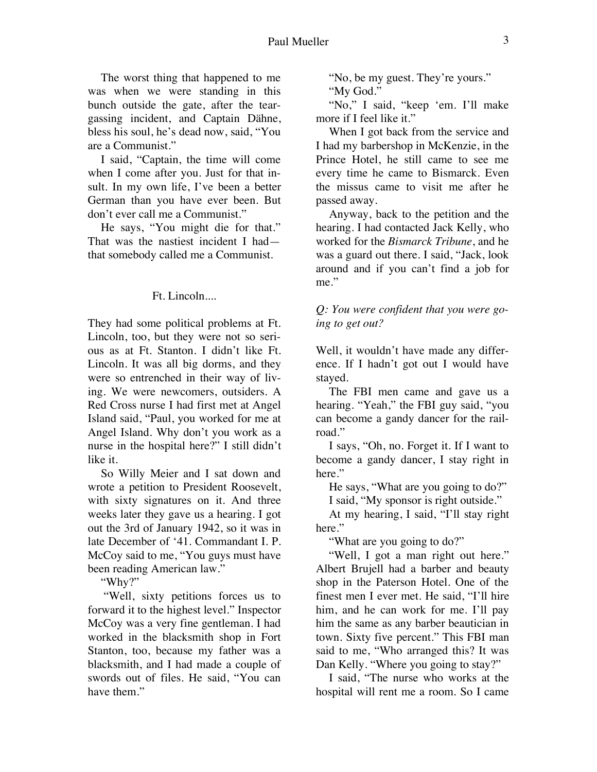The worst thing that happened to me was when we were standing in this bunch outside the gate, after the tear-gassing incident, and Captain Dähne, bless his soul, he's dead now, said, "You are a Communist."

I said, "Captain, the time will come when I come after you. Just for that insult. In my own life, I've been a better German than you have ever been. But don't ever call me a Communist."

He says, "You might die for that." That was the nastiest incident I had—that somebody called me a Communist.

Ft. Lincoln....

They had some political problems at Ft. Lincoln, too, but they were not so serious as at Ft. Stanton. I didn't like Ft. Lincoln. It was all big dorms, and they were so entrenched in their way of living. We were newcomers, outsiders. A Red Cross nurse I had first met at Angel Island said, "Paul, you worked for me at Angel Island. Why don't you work as a nurse in the hospital here?" I still didn't like it.

So Willy Meier and I sat down and wrote a petition to President Roosevelt, with sixty signatures on it. And three weeks later they gave us a hearing. I got out the 3rd of January 1942, so it was in late December of '41. Commandant I. P. McCoy said to me, "You guys must have been reading American law."

"Why?"

"Well, sixty petitions forces us to forward it to the highest level." Inspector McCoy was a very fine gentleman. I had worked in the blacksmith shop in Fort Stanton, too, because my father was a blacksmith, and I had made a couple of swords out of files. He said, "You can have them."

"No, be my guest. They're yours."

"My God."

"No," I said, "keep 'em. I'll make more if I feel like it."

When I got back from the service and I had my barbershop in McKenzie, in the Prince Hotel, he still came to see me every time he came to Bismarck. Even the missus came to visit me after he passed away.

Anyway, back to the petition and the hearing. I had contacted Jack Kelly, who worked for the *Bismarck Tribune*, and he was a guard out there. I said, "Jack, look around and if you can't find a job for me."

*Q: You were confident that you were going to get out?*

Well, it wouldn't have made any difference. If I hadn't got out I would have stayed.

The FBI men came and gave us a hearing. "Yeah," the FBI guy said, "you can become a gandy dancer for the railroad."

I says, "Oh, no. Forget it. If I want to become a gandy dancer, I stay right in here."

He says, "What are you going to do?"

I said, "My sponsor is right outside."

At my hearing, I said, "I'll stay right here."

"What are you going to do?"

"Well, I got a man right out here." Albert Brujell had a barber and beauty shop in the Paterson Hotel. One of the finest men I ever met. He said, "I'll hire him, and he can work for me. I'll pay him the same as any barber beautician in town. Sixty five percent." This FBI man said to me, "Who arranged this? It was Dan Kelly. "Where you going to stay?"

I said, "The nurse who works at the hospital will rent me a room. So I came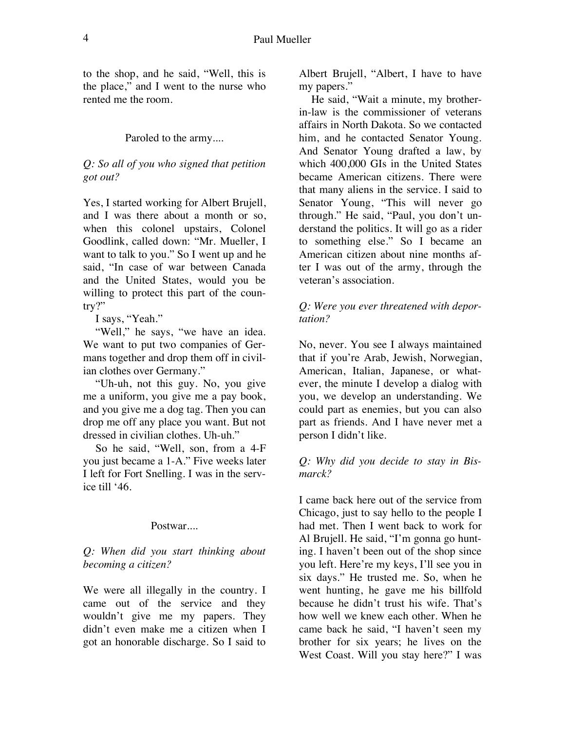to the shop, and he said, "Well, this is the place," and I went to the nurse who rented me the room.

### Paroled to the army....

*Q: So all of you who signed that petition got out?*

Yes, I started working for Albert Brujell, and I was there about a month or so, when this colonel upstairs, Colonel Goodlink, called down: "Mr. Mueller, I want to talk to you." So I went up and he said, "In case of war between Canada and the United States, would you be willing to protect this part of the country?"

I says, "Yeah."

"Well," he says, "we have an idea. We want to put two companies of Germans together and drop them off in civilian clothes over Germany."

"Uh-uh, not this guy. No, you give me a uniform, you give me a pay book, and you give me a dog tag. Then you can drop me off any place you want. But not dressed in civilian clothes. Uh-uh."

So he said, "Well, son, from a 4-F you just became a 1-A." Five weeks later I left for Fort Snelling. I was in the service till '46.

### Postwar....

*Q: When did you start thinking about becoming a citizen?*

We were all illegally in the country. I came out of the service and they wouldn't give me my papers. They didn't even make me a citizen when I got an honorable discharge. So I said to Albert Brujell, "Albert, I have to have my papers."

He said, "Wait a minute, my brother-in-law is the commissioner of veterans affairs in North Dakota. So we contacted him, and he contacted Senator Young. And Senator Young drafted a law, by which 400,000 GIs in the United States became American citizens. There were that many aliens in the service. I said to Senator Young, "This will never go through." He said, "Paul, you don't understand the politics. It will go as a rider to something else." So I became an American citizen about nine months after I was out of the army, through the veteran's association.

*Q: Were you ever threatened with deportation?*

No, never. You see I always maintained that if you're Arab, Jewish, Norwegian, American, Italian, Japanese, or whatever, the minute I develop a dialog with you, we develop an understanding. We could part as enemies, but you can also part as friends. And I have never met a person I didn't like.

*Q: Why did you decide to stay in Bismarck?*

I came back here out of the service from Chicago, just to say hello to the people I had met. Then I went back to work for Al Brujell. He said, "I'm gonna go hunting. I haven't been out of the shop since you left. Here're my keys, I'll see you in six days." He trusted me. So, when he went hunting, he gave me his billfold because he didn't trust his wife. That's how well we knew each other. When he came back he said, "I haven't seen my brother for six years; he lives on the West Coast. Will you stay here?" I was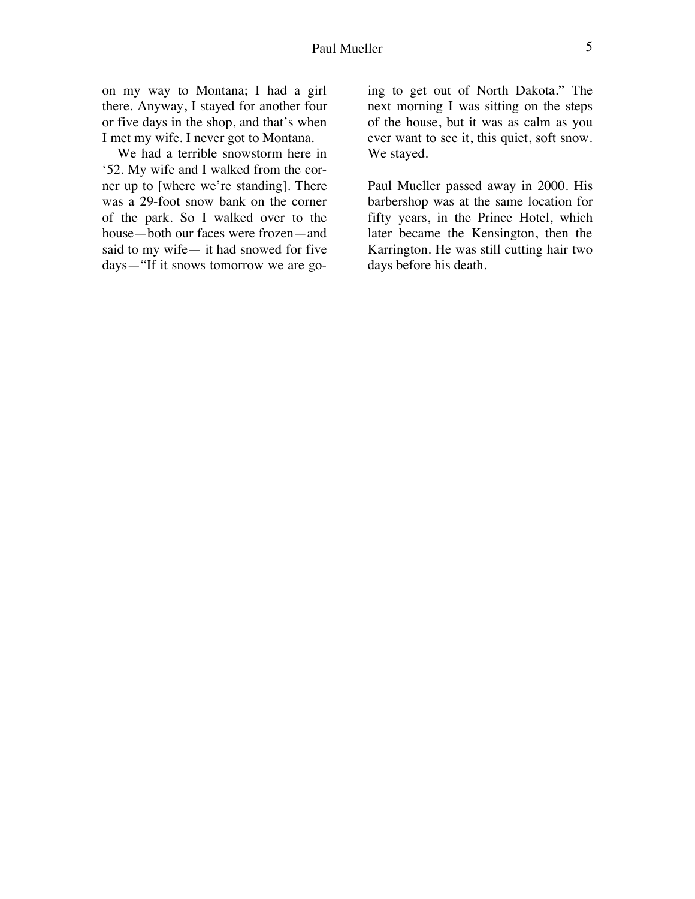on my way to Montana; I had a girl there. Anyway, I stayed for another four or five days in the shop, and that's when I met my wife. I never got to Montana.

We had a terrible snowstorm here in '52. My wife and I walked from the corner up to [where we're standing]. There was a 29-foot snow bank on the corner of the park. So I walked over to the house—both our faces were frozen—and said to my wife— it had snowed for five days—"If it snows tomorrow we are going to get out of North Dakota." The next morning I was sitting on the steps of the house, but it was as calm as you ever want to see it, this quiet, soft snow. We stayed.

Paul Mueller passed away in 2000. His barbershop was at the same location for fifty years, in the Prince Hotel, which later became the Kensington, then the Karrington. He was still cutting hair two days before his death.